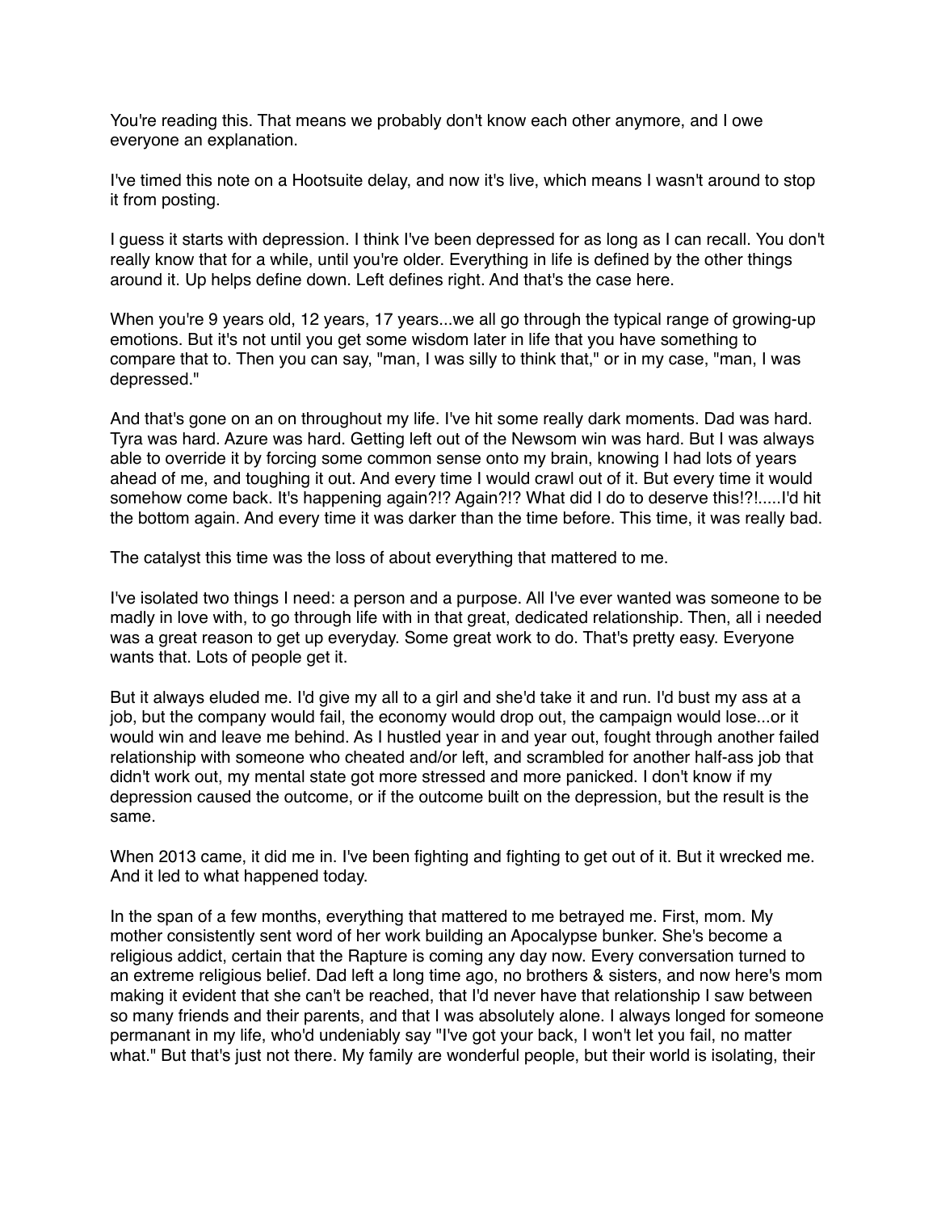You're reading this. That means we probably don't know each other anymore, and I owe everyone an explanation.

I've timed this note on a Hootsuite delay, and now it's live, which means I wasn't around to stop it from posting.

I guess it starts with depression. I think I've been depressed for as long as I can recall. You don't really know that for a while, until you're older. Everything in life is defined by the other things around it. Up helps define down. Left defines right. And that's the case here.

When you're 9 years old, 12 years, 17 years...we all go through the typical range of growing-up emotions. But it's not until you get some wisdom later in life that you have something to compare that to. Then you can say, "man, I was silly to think that," or in my case, "man, I was depressed."

And that's gone on an on throughout my life. I've hit some really dark moments. Dad was hard. Tyra was hard. Azure was hard. Getting left out of the Newsom win was hard. But I was always able to override it by forcing some common sense onto my brain, knowing I had lots of years ahead of me, and toughing it out. And every time I would crawl out of it. But every time it would somehow come back. It's happening again?!? Again?!? What did I do to deserve this!?!.....I'd hit the bottom again. And every time it was darker than the time before. This time, it was really bad.

The catalyst this time was the loss of about everything that mattered to me.

I've isolated two things I need: a person and a purpose. All I've ever wanted was someone to be madly in love with, to go through life with in that great, dedicated relationship. Then, all i needed was a great reason to get up everyday. Some great work to do. That's pretty easy. Everyone wants that. Lots of people get it.

But it always eluded me. I'd give my all to a girl and she'd take it and run. I'd bust my ass at a job, but the company would fail, the economy would drop out, the campaign would lose...or it would win and leave me behind. As I hustled year in and year out, fought through another failed relationship with someone who cheated and/or left, and scrambled for another half-ass job that didn't work out, my mental state got more stressed and more panicked. I don't know if my depression caused the outcome, or if the outcome built on the depression, but the result is the same.

When 2013 came, it did me in. I've been fighting and fighting to get out of it. But it wrecked me. And it led to what happened today.

In the span of a few months, everything that mattered to me betrayed me. First, mom. My mother consistently sent word of her work building an Apocalypse bunker. She's become a religious addict, certain that the Rapture is coming any day now. Every conversation turned to an extreme religious belief. Dad left a long time ago, no brothers & sisters, and now here's mom making it evident that she can't be reached, that I'd never have that relationship I saw between so many friends and their parents, and that I was absolutely alone. I always longed for someone permanant in my life, who'd undeniably say "I've got your back, I won't let you fail, no matter what." But that's just not there. My family are wonderful people, but their world is isolating, their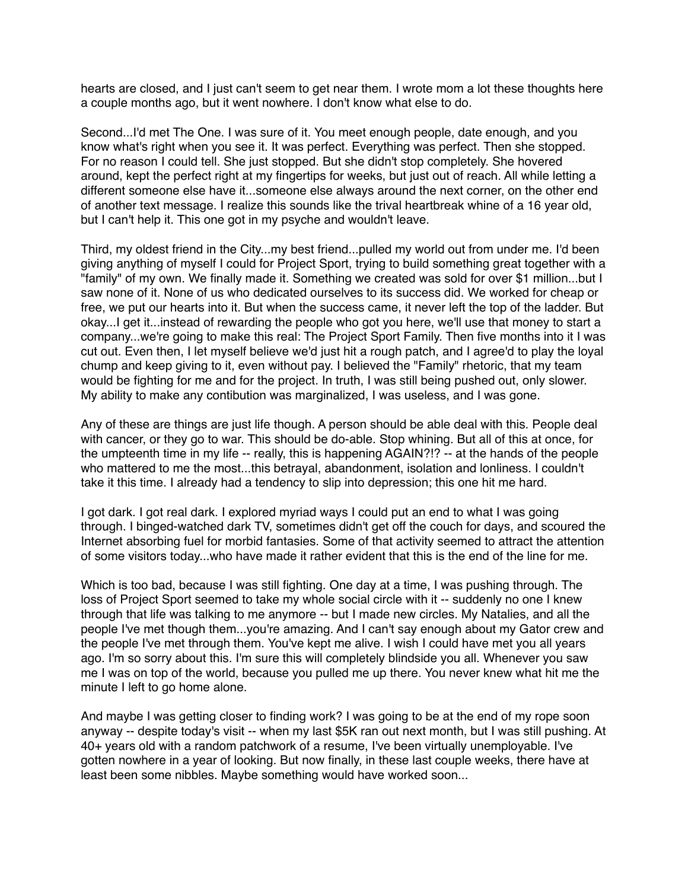hearts are closed, and I just can't seem to get near them. I wrote mom a lot these thoughts here a couple months ago, but it went nowhere. I don't know what else to do.

Second...I'd met The One. I was sure of it. You meet enough people, date enough, and you know what's right when you see it. It was perfect. Everything was perfect. Then she stopped. For no reason I could tell. She just stopped. But she didn't stop completely. She hovered around, kept the perfect right at my fingertips for weeks, but just out of reach. All while letting a different someone else have it...someone else always around the next corner, on the other end of another text message. I realize this sounds like the trival heartbreak whine of a 16 year old, but I can't help it. This one got in my psyche and wouldn't leave.

Third, my oldest friend in the City...my best friend...pulled my world out from under me. I'd been giving anything of myself I could for Project Sport, trying to build something great together with a "family" of my own. We finally made it. Something we created was sold for over \$1 million...but I saw none of it. None of us who dedicated ourselves to its success did. We worked for cheap or free, we put our hearts into it. But when the success came, it never left the top of the ladder. But okay...I get it...instead of rewarding the people who got you here, we'll use that money to start a company...we're going to make this real: The Project Sport Family. Then five months into it I was cut out. Even then, I let myself believe we'd just hit a rough patch, and I agree'd to play the loyal chump and keep giving to it, even without pay. I believed the "Family" rhetoric, that my team would be fighting for me and for the project. In truth, I was still being pushed out, only slower. My ability to make any contibution was marginalized, I was useless, and I was gone.

Any of these are things are just life though. A person should be able deal with this. People deal with cancer, or they go to war. This should be do-able. Stop whining. But all of this at once, for the umpteenth time in my life -- really, this is happening AGAIN?!? -- at the hands of the people who mattered to me the most...this betrayal, abandonment, isolation and lonliness. I couldn't take it this time. I already had a tendency to slip into depression; this one hit me hard.

I got dark. I got real dark. I explored myriad ways I could put an end to what I was going through. I binged-watched dark TV, sometimes didn't get off the couch for days, and scoured the Internet absorbing fuel for morbid fantasies. Some of that activity seemed to attract the attention of some visitors today...who have made it rather evident that this is the end of the line for me.

Which is too bad, because I was still fighting. One day at a time, I was pushing through. The loss of Project Sport seemed to take my whole social circle with it -- suddenly no one I knew through that life was talking to me anymore -- but I made new circles. My Natalies, and all the people I've met though them...you're amazing. And I can't say enough about my Gator crew and the people I've met through them. You've kept me alive. I wish I could have met you all years ago. I'm so sorry about this. I'm sure this will completely blindside you all. Whenever you saw me I was on top of the world, because you pulled me up there. You never knew what hit me the minute I left to go home alone.

And maybe I was getting closer to finding work? I was going to be at the end of my rope soon anyway -- despite today's visit -- when my last \$5K ran out next month, but I was still pushing. At 40+ years old with a random patchwork of a resume, I've been virtually unemployable. I've gotten nowhere in a year of looking. But now finally, in these last couple weeks, there have at least been some nibbles. Maybe something would have worked soon...